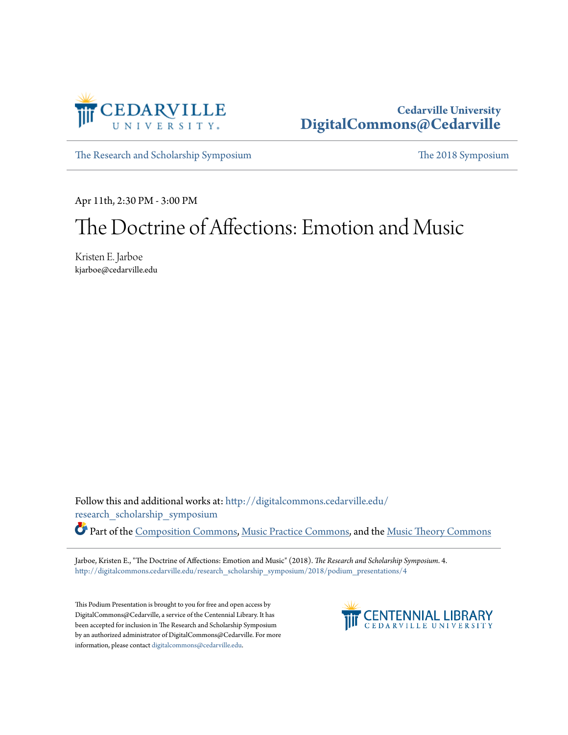Cedarville University
DigitalCommons@Cedarville

The Research and Scholarship Symposium | The 2018 Symposium

Apr 11th, 2:30 PM - 3:00 PM

# The Doctrine of Affections: Emotion and Music

Kristen E. Jarboe
kjarboe@cedarville.edu

Follow this and additional works at: http://digitalcommons.cedarville.edu/research_scholarship_symposium

Part of the Composition Commons, Music Practice Commons, and the Music Theory Commons

Jarboe, Kristen E., "The Doctrine of Affections: Emotion and Music" (2018). *The Research and Scholarship Symposium*. 4.
http://digitalcommons.cedarville.edu/research_scholarship_symposium/2018/podium_presentations/4

This Podium Presentation is brought to you for free and open access by DigitalCommons@Cedarville, a service of the Centennial Library. It has been accepted for inclusion in The Research and Scholarship Symposium by an authorized administrator of DigitalCommons@Cedarville. For more information, please contact digitalcommons@cedarville.edu.

CENTENNIAL LIBRARY
CEDARVILLE UNIVERSITY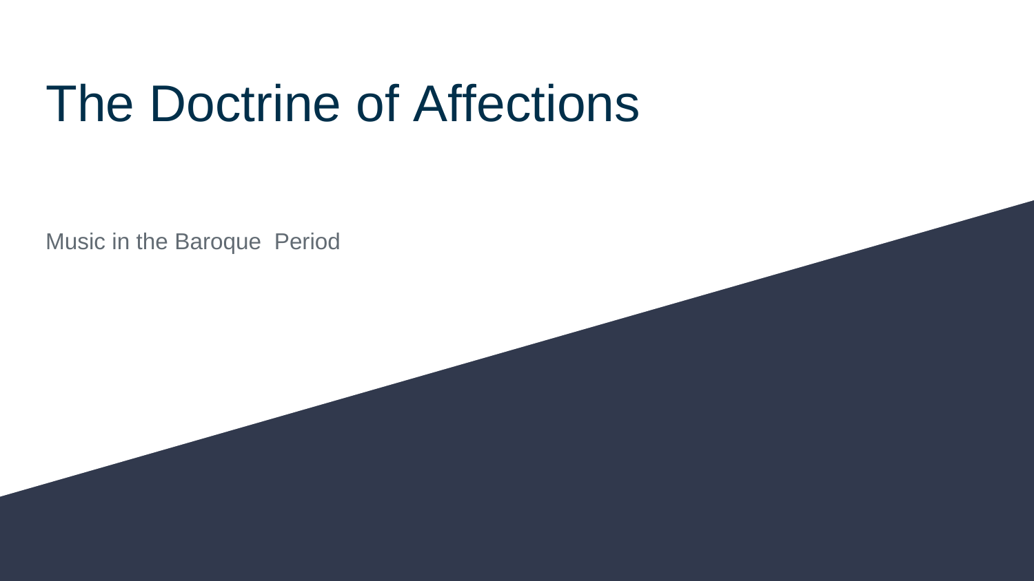# The Doctrine of Affections

Music in the Baroque  Period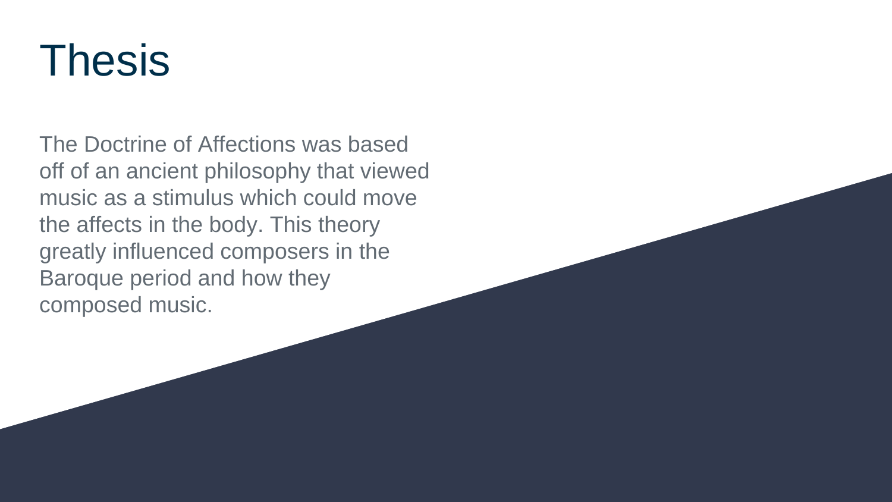# Thesis

The Doctrine of Affections was based off of an ancient philosophy that viewed music as a stimulus which could move the affects in the body. This theory greatly influenced composers in the Baroque period and how they composed music.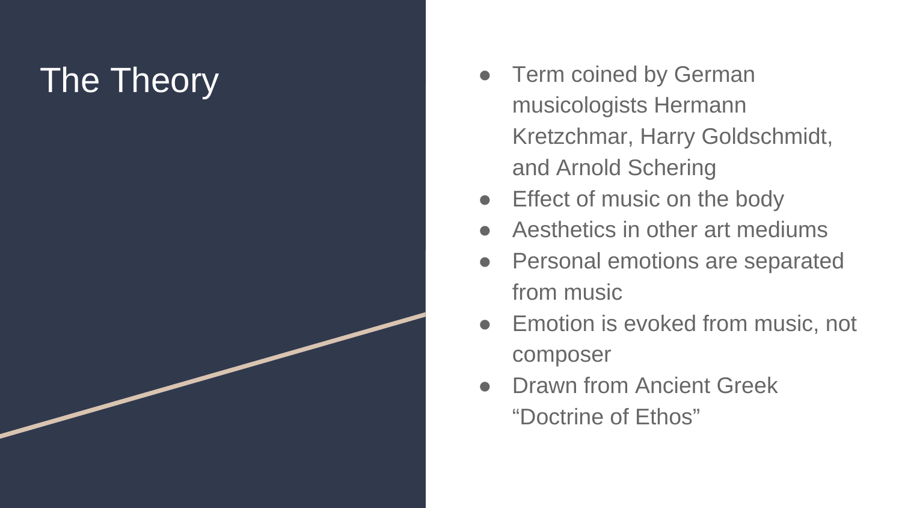# The Theory

- Term coined by German musicologists Hermann Kretzchmar, Harry Goldschmidt, and Arnold Schering
- Effect of music on the body
- Aesthetics in other art mediums
- Personal emotions are separated from music
- Emotion is evoked from music, not composer
- Drawn from Ancient Greek "Doctrine of Ethos"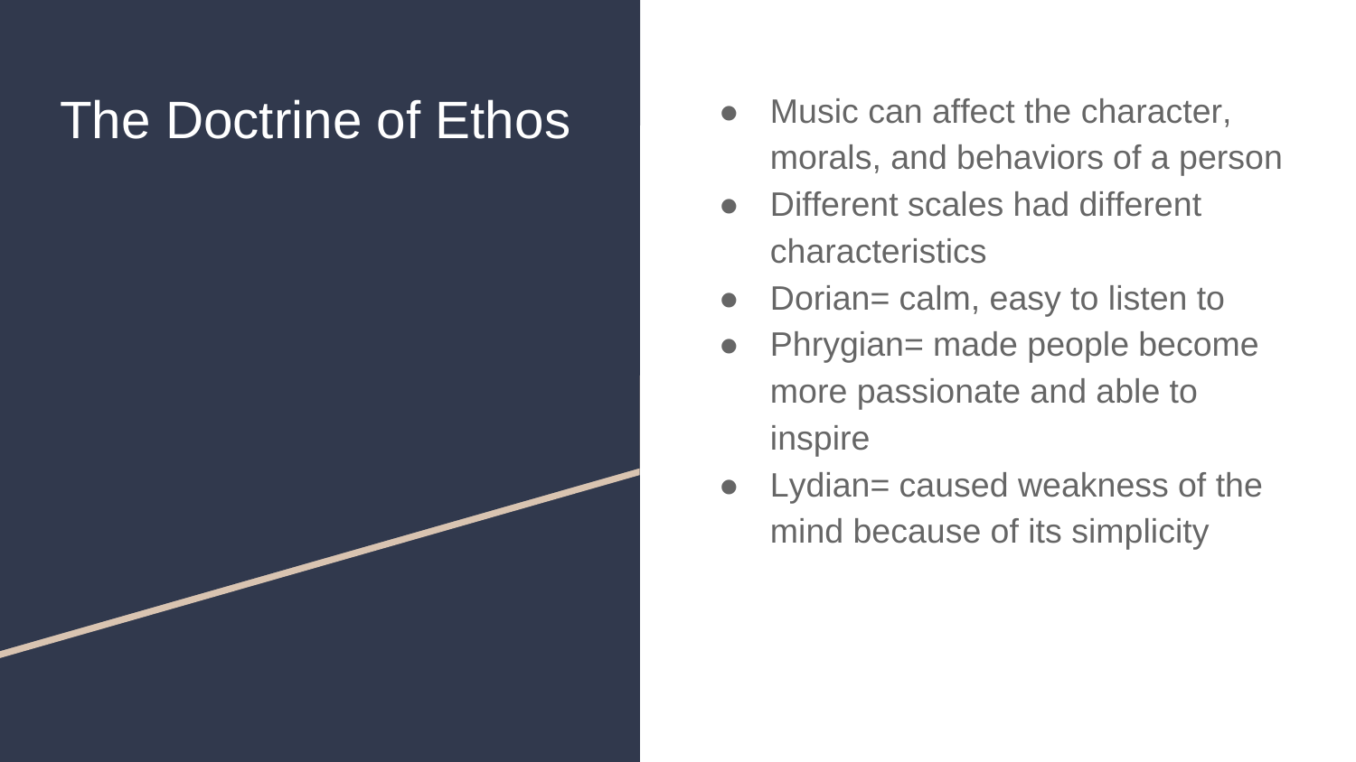# The Doctrine of Ethos

- Music can affect the character, morals, and behaviors of a person
- Different scales had different characteristics
- Dorian= calm, easy to listen to
- Phrygian= made people become more passionate and able to inspire
- Lydian= caused weakness of the mind because of its simplicity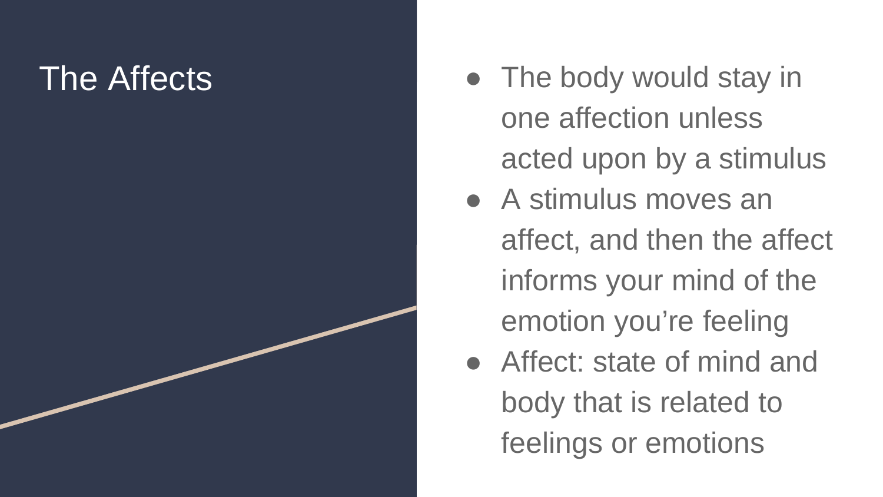# The Affects

- The body would stay in one affection unless acted upon by a stimulus
- A stimulus moves an affect, and then the affect informs your mind of the emotion you're feeling
- Affect: state of mind and body that is related to feelings or emotions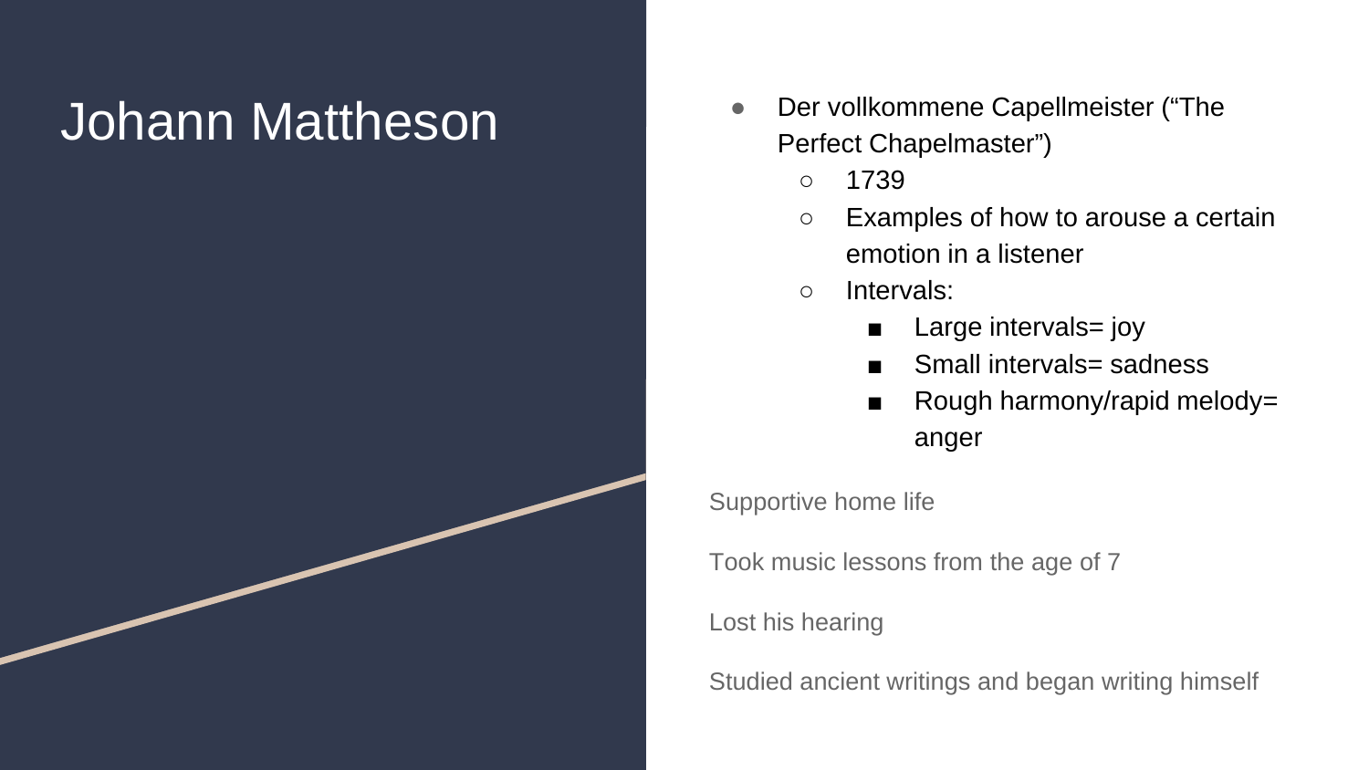# Johann Mattheson

- Der vollkommene Capellmeister (“The Perfect Chapelmaster”)
  - 1739
  - Examples of how to arouse a certain emotion in a listener
  - Intervals:
    - Large intervals= joy
    - Small intervals= sadness
    - Rough harmony/rapid melody= anger

Supportive home life

Took music lessons from the age of 7

Lost his hearing

Studied ancient writings and began writing himself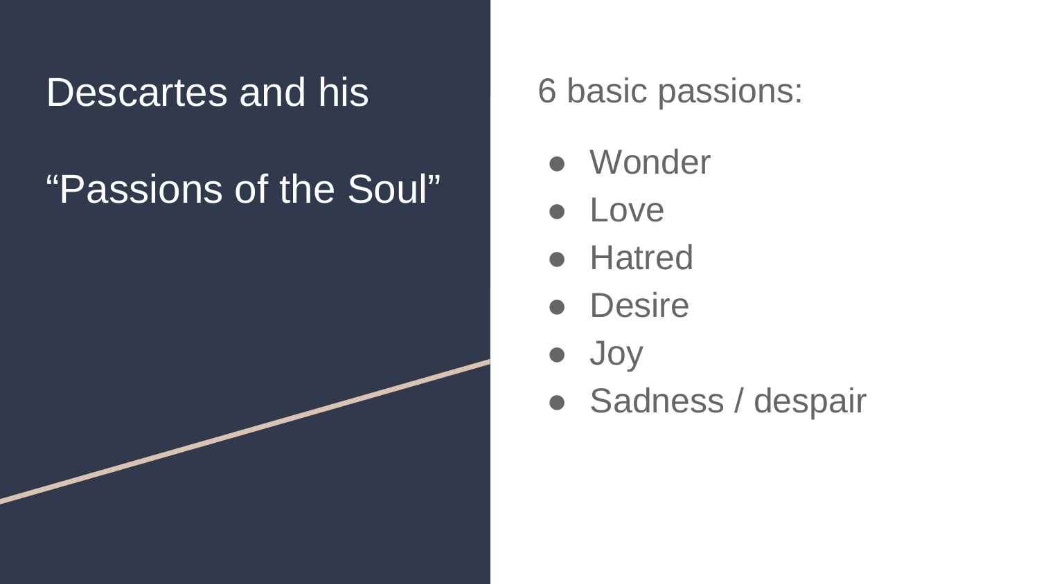# Descartes and his

# “Passions of the Soul”

6 basic passions:

- Wonder
- Love
- Hatred
- Desire
- Joy
- Sadness / despair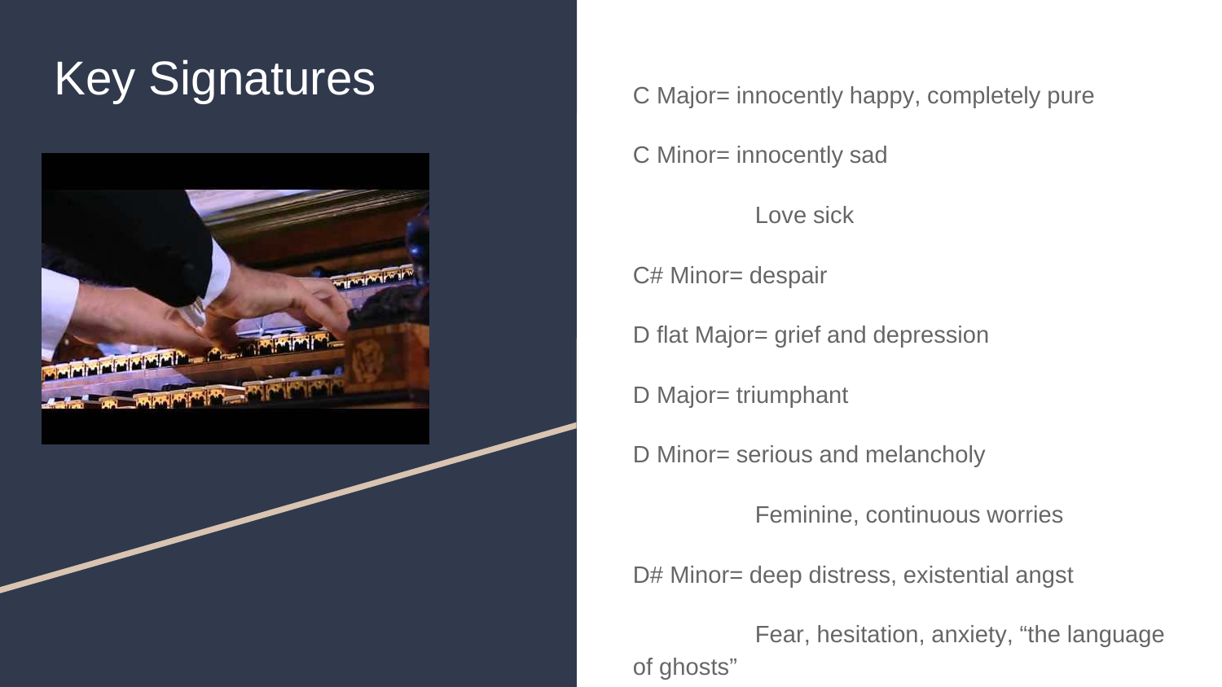# Key Signatures

C Major= innocently happy, completely pure

C Minor= innocently sad

Love sick

C# Minor= despair

D flat Major= grief and depression

D Major= triumphant

D Minor= serious and melancholy

Feminine, continuous worries

D# Minor= deep distress, existential angst

Fear, hesitation, anxiety, "the language of ghosts"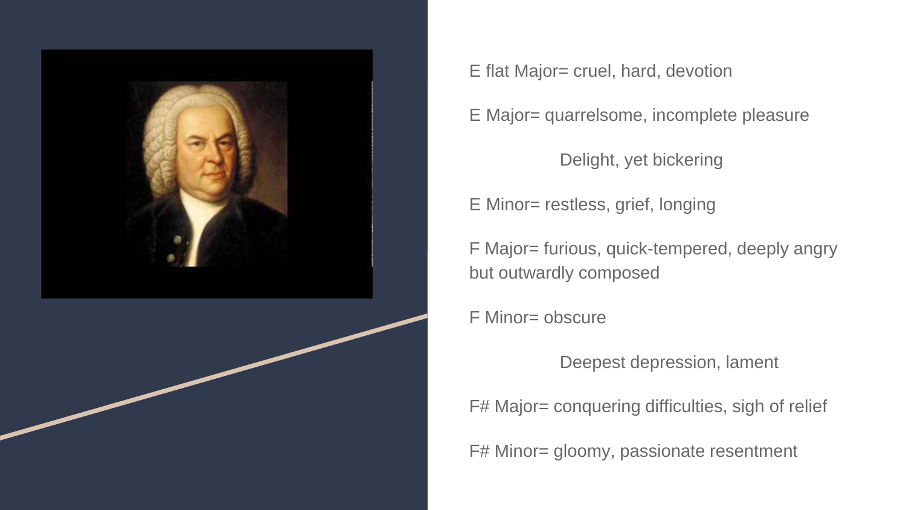E flat Major= cruel, hard, devotion

E Major= quarrelsome, incomplete pleasure

Delight, yet bickering

E Minor= restless, grief, longing

F Major= furious, quick-tempered, deeply angry but outwardly composed

F Minor= obscure

Deepest depression, lament

F# Major= conquering difficulties, sigh of relief

F# Minor= gloomy, passionate resentment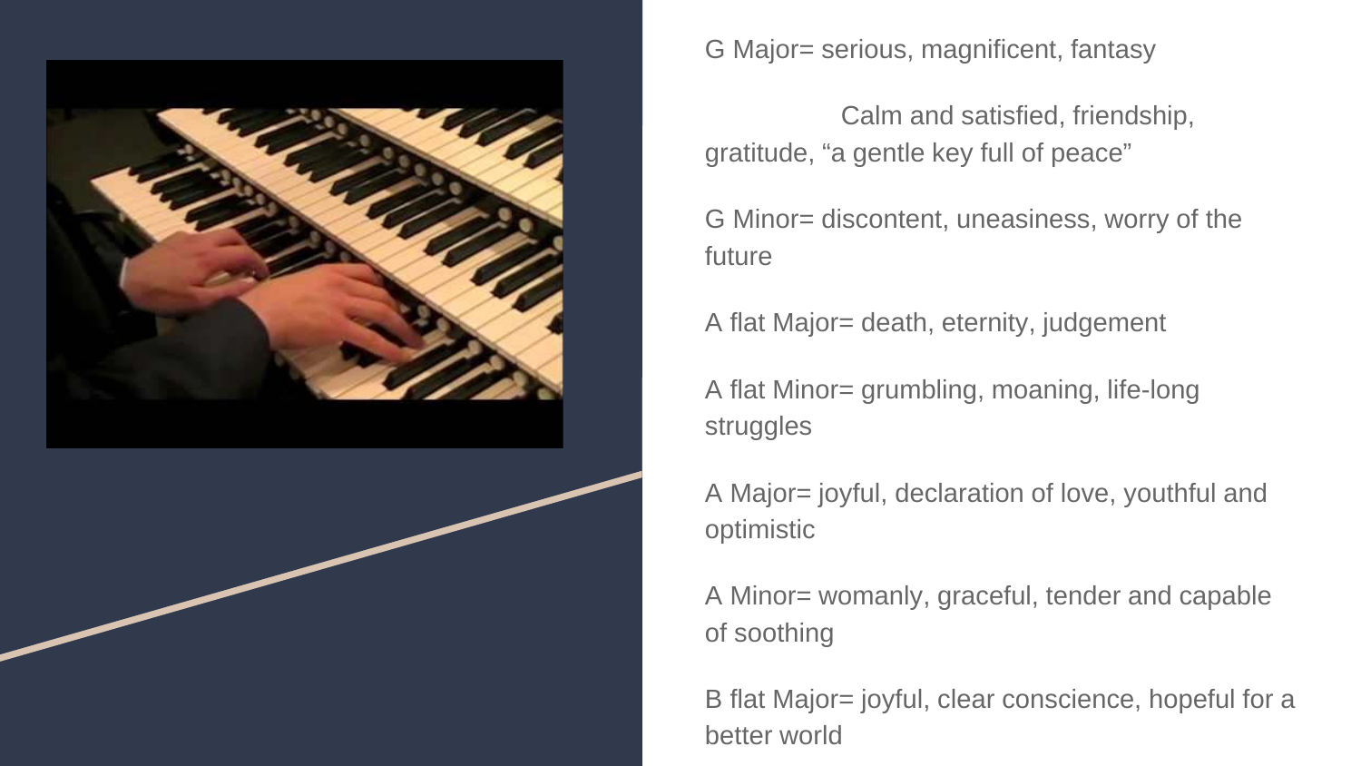G Major= serious, magnificent, fantasy

Calm and satisfied, friendship, gratitude, “a gentle key full of peace”

G Minor= discontent, uneasiness, worry of the future

A flat Major= death, eternity, judgement

A flat Minor= grumbling, moaning, life-long struggles

A Major= joyful, declaration of love, youthful and optimistic

A Minor= womanly, graceful, tender and capable of soothing

B flat Major= joyful, clear conscience, hopeful for a better world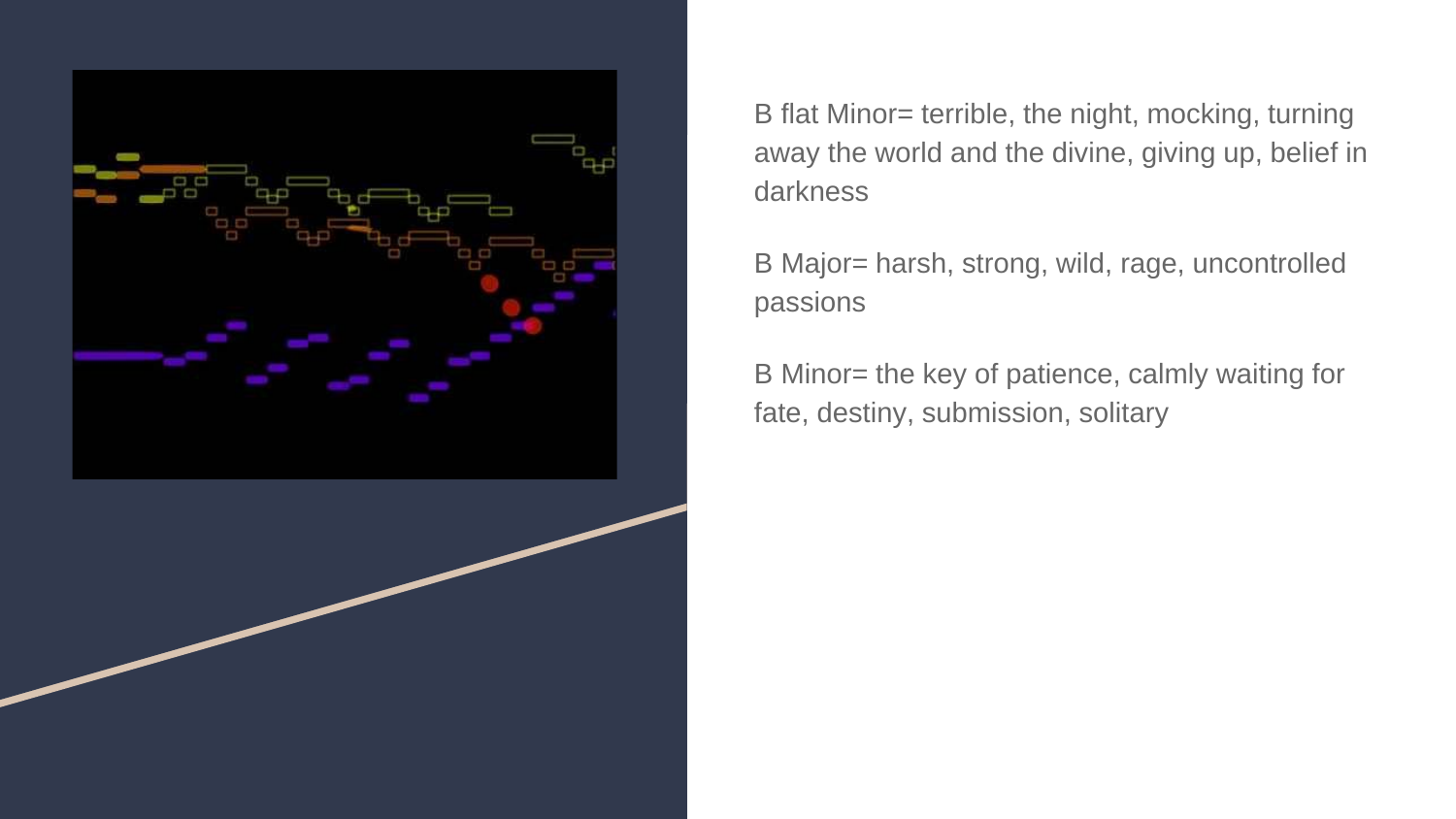B flat Minor= terrible, the night, mocking, turning away the world and the divine, giving up, belief in darkness

B Major= harsh, strong, wild, rage, uncontrolled passions

B Minor= the key of patience, calmly waiting for fate, destiny, submission, solitary